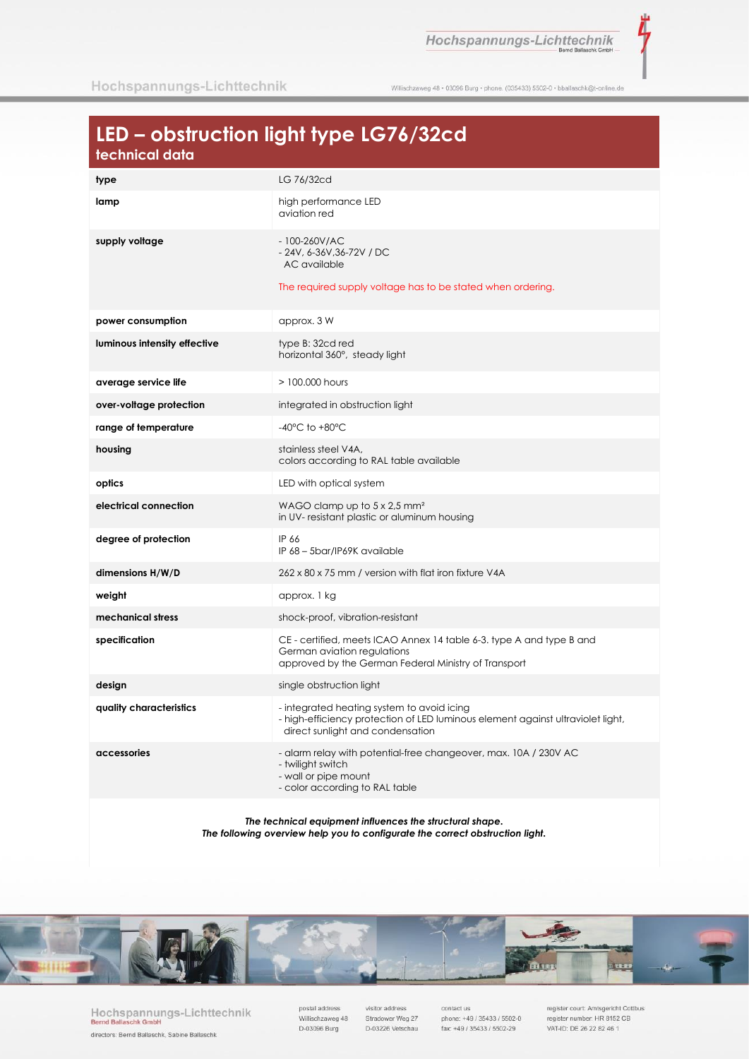# LED – obstruction light type LG76/32cd

## technical data

| | |
|---|---|
| **type** | LG 76/32cd |
| **lamp** | high performance LED<br>aviation red |
| **supply voltage** | - 100-260V/AC<br>- 24V, 6-36V,36-72V / DC<br>AC available<br><br>The required supply voltage has to be stated when ordering. |
| **power consumption** | approx. 3 W |
| **luminous intensity effective** | type B: 32cd red<br>horizontal 360°, steady light |
| **average service life** | > 100.000 hours |
| **over-voltage protection** | integrated in obstruction light |
| **range of temperature** | -40°C to +80°C |
| **housing** | stainless steel V4A,<br>colors according to RAL table available |
| **optics** | LED with optical system |
| **electrical connection** | WAGO clamp up to 5 x 2,5 mm²<br>in UV- resistant plastic or aluminum housing |
| **degree of protection** | IP 66<br>IP 68 – 5bar/IP69K available |
| **dimensions H/W/D** | 262 x 80 x 75 mm / version with flat iron fixture V4A |
| **weight** | approx. 1 kg |
| **mechanical stress** | shock-proof, vibration-resistant |
| **specification** | CE - certified, meets ICAO Annex 14 table 6-3. type A and type B and German aviation regulations<br>approved by the German Federal Ministry of Transport |
| **design** | single obstruction light |
| **quality characteristics** | - integrated heating system to avoid icing<br>- high-efficiency protection of LED luminous element against ultraviolet light, direct sunlight and condensation |
| **accessories** | - alarm relay with potential-free changeover, max. 10A / 230V AC<br>- twilight switch<br>- wall or pipe mount<br>- color according to RAL table |

***The technical equipment influences the structural shape.***
***The following overview help you to configurate the correct obstruction light.***

Hochspannungs-Lichttechnik
Bernd Ballaschk GmbH
directors: Bernd Ballaschk, Sabine Ballaschk

postal address
Willischzaweg 48
D-03096 Burg

visitor address
Stradower Weg 27
D-03226 Vetschau

contact us
phone: +49 / 35433 / 5502-0
fax: +49 / 35433 / 5502-29

register court: Amtsgericht Cottbus
register number: HR 8152 CB
VAT-ID: DE 26 22 82 46 1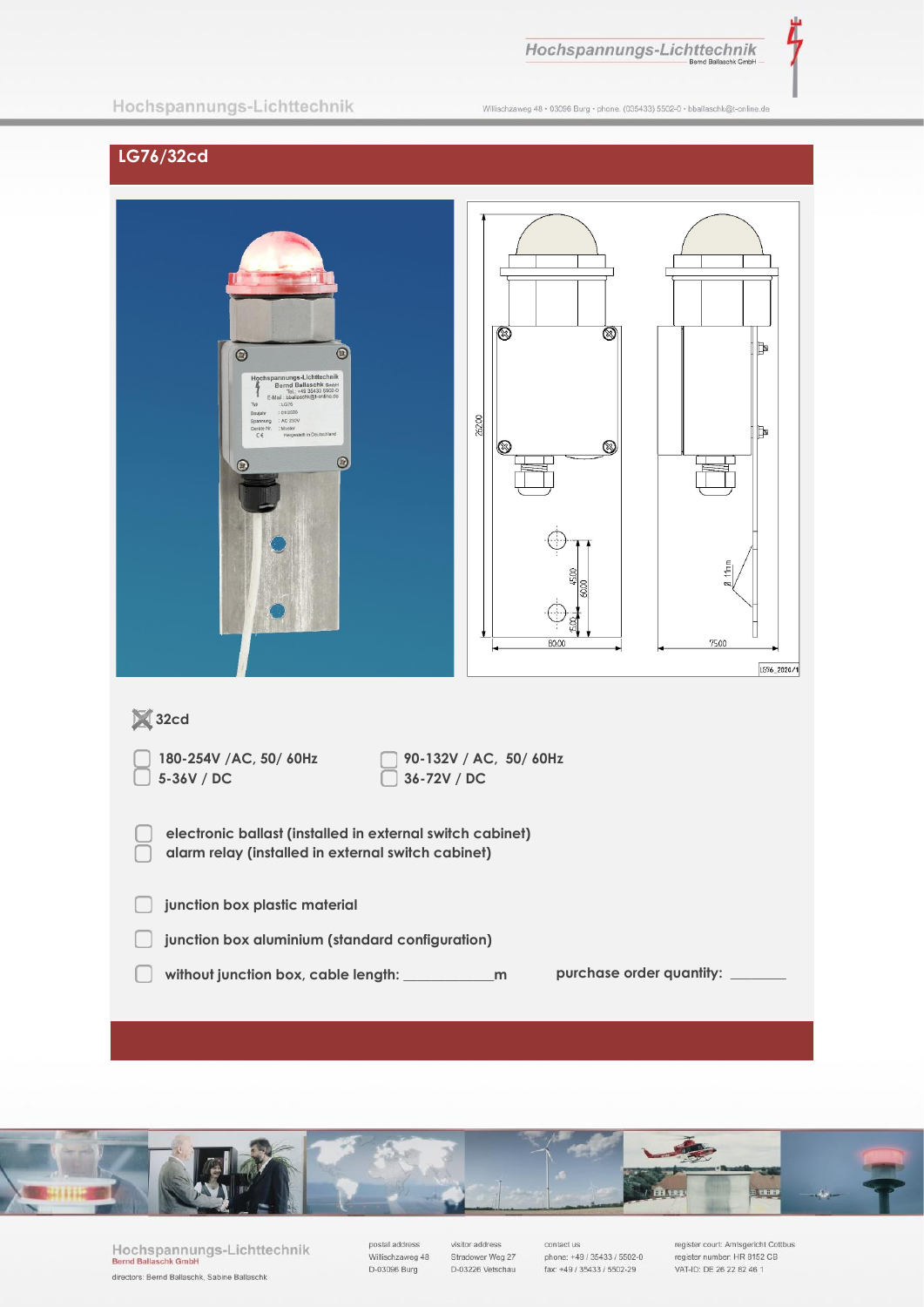## LG76/32cd

- [x] 32cd

- [ ] 180-254V /AC, 50/ 60Hz
- [ ] 5-36V / DC
- [ ] 90-132V / AC, 50/ 60Hz
- [ ] 36-72V / DC

- [ ] electronic ballast (installed in external switch cabinet)
- [ ] alarm relay (installed in external switch cabinet)

- [ ] junction box plastic material

- [ ] junction box aluminium (standard configuration)

- [ ] without junction box, cable length: ____________m

purchase order quantity: _______

**Hochspannungs-Lichttechnik**
Bernd Ballaschk GmbH

directors: Bernd Ballaschk, Sabine Ballaschk

postal address
Willischzaweg 48
D-03096 Burg

visitor address
Stradower Weg 27
D-03226 Vetschau

contact us
phone: +49 / 35433 / 5502-0
fax: +49 / 35433 / 5502-29

register court: Amtsgericht Cottbus
register number: HR 8152 CB
VAT-ID: DE 26 22 82 46 1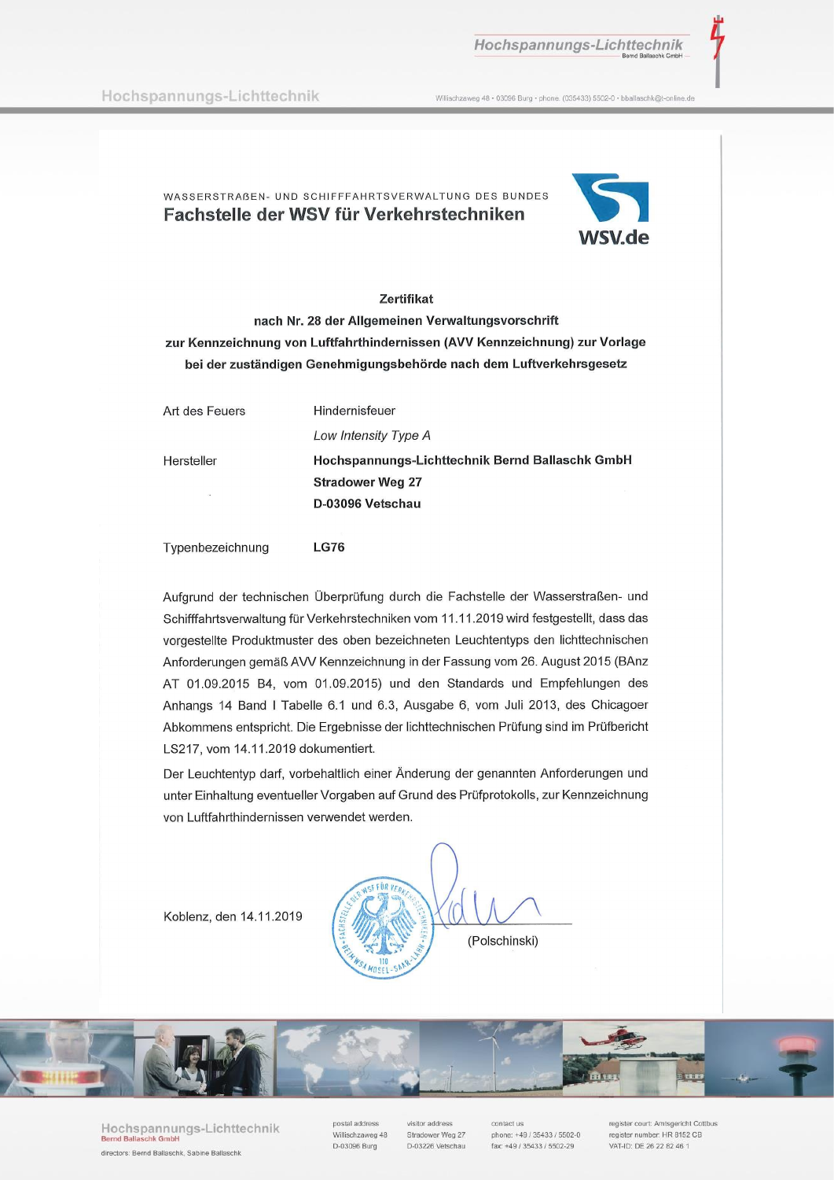WASSERSTRAßEN- UND SCHIFFFAHRTSVERWALTUNG DES BUNDES

**Fachstelle der WSV für Verkehrstechniken**

WSV.de

**Zertifikat**

**nach Nr. 28 der Allgemeinen Verwaltungsvorschrift**

**zur Kennzeichnung von Luftfahrthindernissen (AVV Kennzeichnung) zur Vorlage**

**bei der zuständigen Genehmigungsbehörde nach dem Luftverkehrsgesetz**

| | |
|---|---|
| Art des Feuers | Hindernisfeuer |
| | *Low Intensity Type A* |
| Hersteller | **Hochspannungs-Lichttechnik Bernd Ballaschk GmbH** |
| | **Stradower Weg 27** |
| | **D-03096 Vetschau** |
| Typenbezeichnung | **LG76** |

Aufgrund der technischen Überprüfung durch die Fachstelle der Wasserstraßen- und Schifffahrtsverwaltung für Verkehrstechniken vom 11.11.2019 wird festgestellt, dass das vorgestellte Produktmuster des oben bezeichneten Leuchtentyps den lichttechnischen Anforderungen gemäß AVV Kennzeichnung in der Fassung vom 26. August 2015 (BAnz AT 01.09.2015 B4, vom 01.09.2015) und den Standards und Empfehlungen des Anhangs 14 Band I Tabelle 6.1 und 6.3, Ausgabe 6, vom Juli 2013, des Chicagoer Abkommens entspricht. Die Ergebnisse der lichttechnischen Prüfung sind im Prüfbericht LS217, vom 14.11.2019 dokumentiert.

Der Leuchtentyp darf, vorbehaltlich einer Änderung der genannten Anforderungen und unter Einhaltung eventueller Vorgaben auf Grund des Prüfprotokolls, zur Kennzeichnung von Luftfahrthindernissen verwendet werden.

Koblenz, den 14.11.2019

(Polschinski)